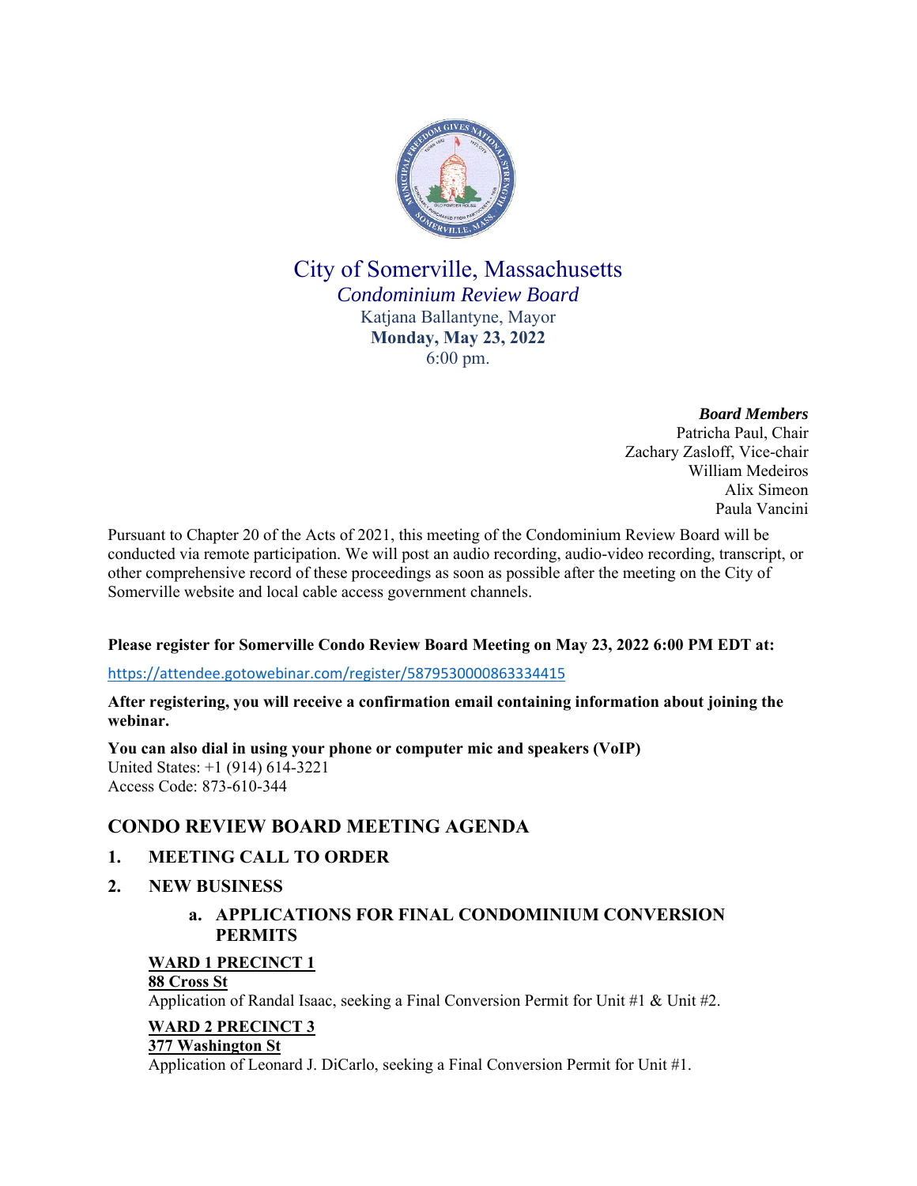# City of Somerville, Massachusetts

*Condominium Review Board*

Katjana Ballantyne, Mayor

**Monday, May 23, 2022**

6:00 pm.

***Board Members***

Patricha Paul, Chair

Zachary Zasloff, Vice-chair

William Medeiros

Alix Simeon

Paula Vancini

Pursuant to Chapter 20 of the Acts of 2021, this meeting of the Condominium Review Board will be conducted via remote participation. We will post an audio recording, audio-video recording, transcript, or other comprehensive record of these proceedings as soon as possible after the meeting on the City of Somerville website and local cable access government channels.

**Please register for Somerville Condo Review Board Meeting on May 23, 2022 6:00 PM EDT at:**

https://attendee.gotowebinar.com/register/5879530000863334415

**After registering, you will receive a confirmation email containing information about joining the webinar.**

**You can also dial in using your phone or computer mic and speakers (VoIP)**
United States: +1 (914) 614-3221
Access Code: 873-610-344

## CONDO REVIEW BOARD MEETING AGENDA

### 1. MEETING CALL TO ORDER

### 2. NEW BUSINESS

#### a. APPLICATIONS FOR FINAL CONDOMINIUM CONVERSION PERMITS

**WARD 1 PRECINCT 1**
**88 Cross St**
Application of Randal Isaac, seeking a Final Conversion Permit for Unit #1 & Unit #2.

**WARD 2 PRECINCT 3**
**377 Washington St**
Application of Leonard J. DiCarlo, seeking a Final Conversion Permit for Unit #1.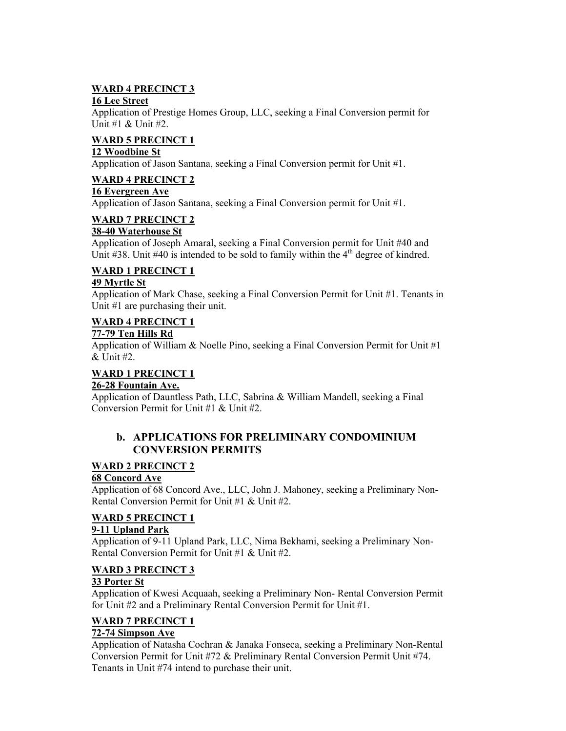**WARD 4 PRECINCT 3**

**16 Lee Street**

Application of Prestige Homes Group, LLC, seeking a Final Conversion permit for Unit #1 & Unit #2.

**WARD 5 PRECINCT 1**

**12 Woodbine St**

Application of Jason Santana, seeking a Final Conversion permit for Unit #1.

**WARD 4 PRECINCT 2**

**16 Evergreen Ave**

Application of Jason Santana, seeking a Final Conversion permit for Unit #1.

**WARD 7 PRECINCT 2**

**38-40 Waterhouse St**

Application of Joseph Amaral, seeking a Final Conversion permit for Unit #40 and Unit #38. Unit #40 is intended to be sold to family within the 4th degree of kindred.

**WARD 1 PRECINCT 1**

**49 Myrtle St**

Application of Mark Chase, seeking a Final Conversion Permit for Unit #1. Tenants in Unit #1 are purchasing their unit.

**WARD 4 PRECINCT 1**

**77-79 Ten Hills Rd**

Application of William & Noelle Pino, seeking a Final Conversion Permit for Unit #1 & Unit #2.

**WARD 1 PRECINCT 1**

**26-28 Fountain Ave.**

Application of Dauntless Path, LLC, Sabrina & William Mandell, seeking a Final Conversion Permit for Unit #1 & Unit #2.

## b. APPLICATIONS FOR PRELIMINARY CONDOMINIUM CONVERSION PERMITS

**WARD 2 PRECINCT 2**

**68 Concord Ave**

Application of 68 Concord Ave., LLC, John J. Mahoney, seeking a Preliminary Non-Rental Conversion Permit for Unit #1 & Unit #2.

**WARD 5 PRECINCT 1**

**9-11 Upland Park**

Application of 9-11 Upland Park, LLC, Nima Bekhami, seeking a Preliminary Non-Rental Conversion Permit for Unit #1 & Unit #2.

**WARD 3 PRECINCT 3**

**33 Porter St**

Application of Kwesi Acquaah, seeking a Preliminary Non- Rental Conversion Permit for Unit #2 and a Preliminary Rental Conversion Permit for Unit #1.

**WARD 7 PRECINCT 1**

**72-74 Simpson Ave**

Application of Natasha Cochran & Janaka Fonseca, seeking a Preliminary Non-Rental Conversion Permit for Unit #72 & Preliminary Rental Conversion Permit Unit #74. Tenants in Unit #74 intend to purchase their unit.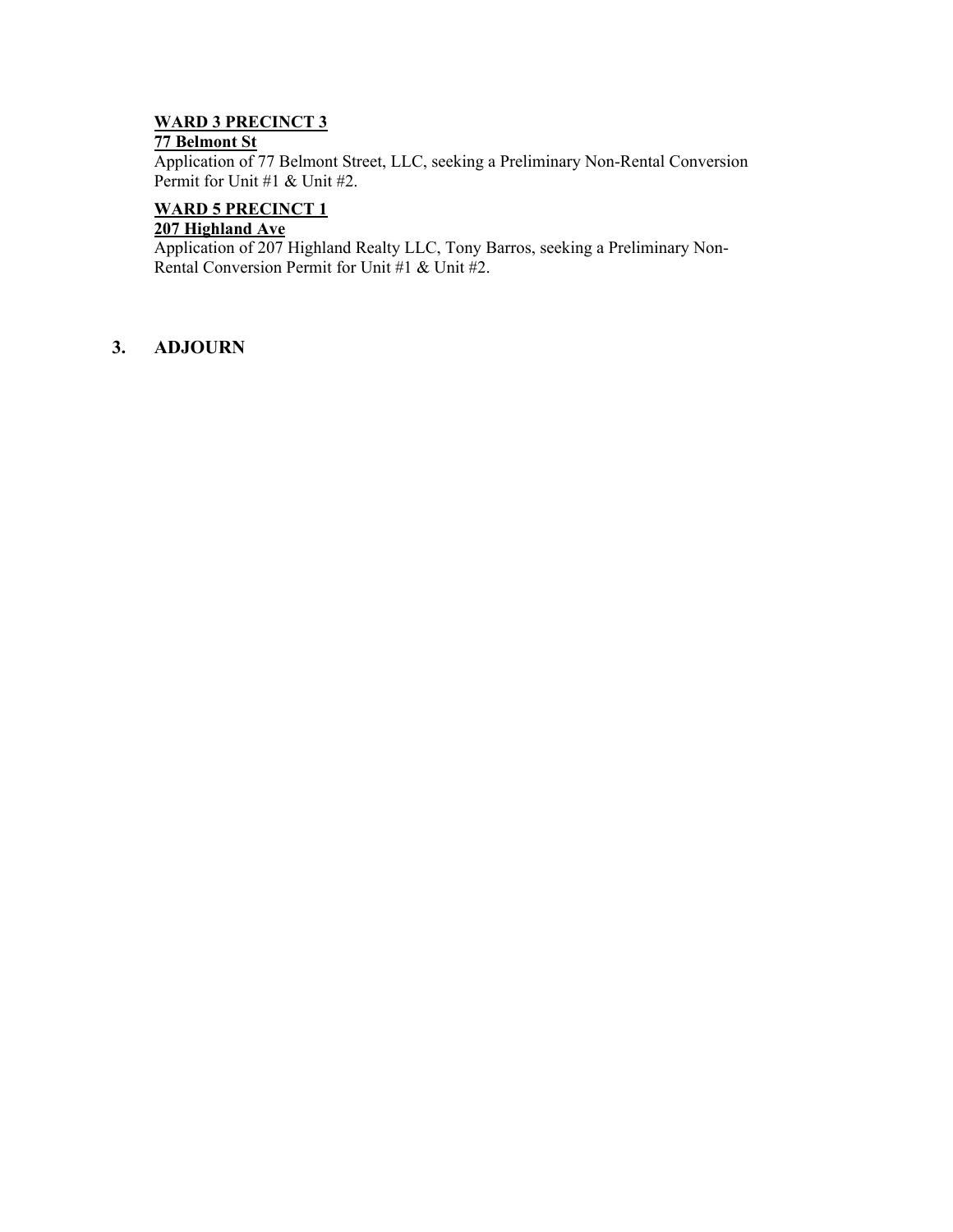**WARD 3 PRECINCT 3**
**77 Belmont St**
Application of 77 Belmont Street, LLC, seeking a Preliminary Non-Rental Conversion Permit for Unit #1 & Unit #2.

**WARD 5 PRECINCT 1**
**207 Highland Ave**
Application of 207 Highland Realty LLC, Tony Barros, seeking a Preliminary Non-Rental Conversion Permit for Unit #1 & Unit #2.

## 3. ADJOURN